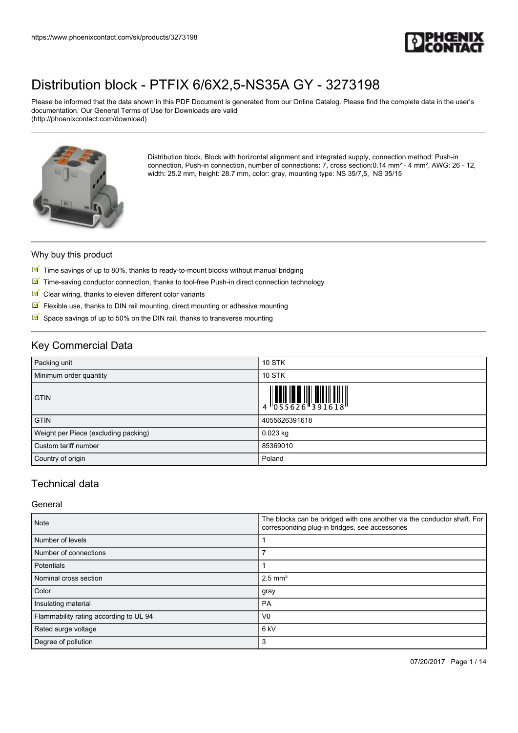# Distribution block - PTFIX 6/6X2,5-NS35A GY - 3273198

Please be informed that the data shown in this PDF Document is generated from our Online Catalog. Please find the complete data in the user's documentation. Our General Terms of Use for Downloads are valid (http://phoenixcontact.com/download)

Distribution block, Block with horizontal alignment and integrated supply, connection method: Push-in connection, Push-in connection, number of connections: 7, cross section:0.14 mm² - 4 mm², AWG: 26 - 12, width: 25.2 mm, height: 28.7 mm, color: gray, mounting type: NS 35/7,5, NS 35/15

### Why buy this product

- Time savings of up to 80%, thanks to ready-to-mount blocks without manual bridging
- Time-saving conductor connection, thanks to tool-free Push-in direct connection technology
- Clear wiring, thanks to eleven different color variants
- Flexible use, thanks to DIN rail mounting, direct mounting or adhesive mounting
- Space savings of up to 50% on the DIN rail, thanks to transverse mounting

## Key Commercial Data

| | |
|---|---|
| Packing unit | 10 STK |
| Minimum order quantity | 10 STK |
| GTIN | 4 055626 391618 |
| GTIN | 4055626391618 |
| Weight per Piece (excluding packing) | 0.023 kg |
| Custom tariff number | 85369010 |
| Country of origin | Poland |

## Technical data

### General

| | |
|---|---|
| Note | The blocks can be bridged with one another via the conductor shaft. For corresponding plug-in bridges, see accessories |
| Number of levels | 1 |
| Number of connections | 7 |
| Potentials | 1 |
| Nominal cross section | 2.5 mm² |
| Color | gray |
| Insulating material | PA |
| Flammability rating according to UL 94 | V0 |
| Rated surge voltage | 6 kV |
| Degree of pollution | 3 |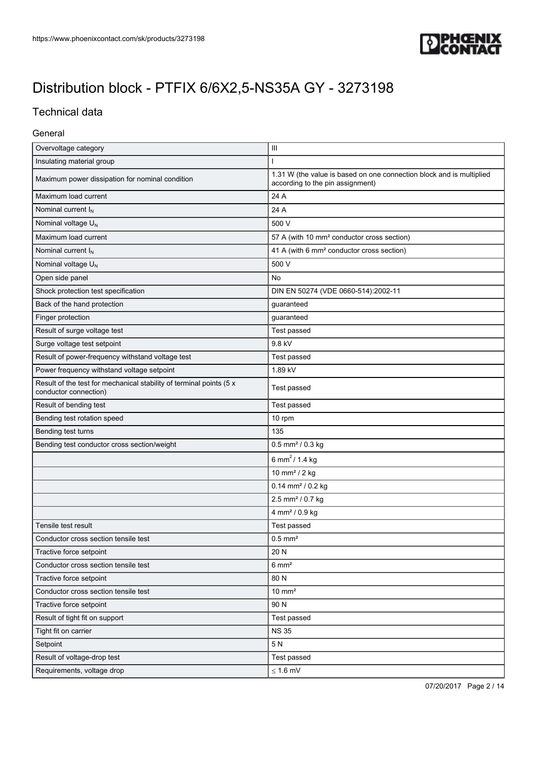# Distribution block - PTFIX 6/6X2,5-NS35A GY - 3273198

## Technical data

### General

| | |
|---|---|
| Overvoltage category | III |
| Insulating material group | I |
| Maximum power dissipation for nominal condition | 1.31 W (the value is based on one connection block and is multiplied according to the pin assignment) |
| Maximum load current | 24 A |
| Nominal current $I_N$ | 24 A |
| Nominal voltage $U_N$ | 500 V |
| Maximum load current | 57 A (with 10 mm² conductor cross section) |
| Nominal current $I_N$ | 41 A (with 6 mm² conductor cross section) |
| Nominal voltage $U_N$ | 500 V |
| Open side panel | No |
| Shock protection test specification | DIN EN 50274 (VDE 0660-514):2002-11 |
| Back of the hand protection | guaranteed |
| Finger protection | guaranteed |
| Result of surge voltage test | Test passed |
| Surge voltage test setpoint | 9.8 kV |
| Result of power-frequency withstand voltage test | Test passed |
| Power frequency withstand voltage setpoint | 1.89 kV |
| Result of the test for mechanical stability of terminal points (5 x conductor connection) | Test passed |
| Result of bending test | Test passed |
| Bending test rotation speed | 10 rpm |
| Bending test turns | 135 |
| Bending test conductor cross section/weight | 0.5 mm² / 0.3 kg |
| | 6 mm² / 1.4 kg |
| | 10 mm² / 2 kg |
| | 0.14 mm² / 0.2 kg |
| | 2.5 mm² / 0.7 kg |
| | 4 mm² / 0.9 kg |
| Tensile test result | Test passed |
| Conductor cross section tensile test | 0.5 mm² |
| Tractive force setpoint | 20 N |
| Conductor cross section tensile test | 6 mm² |
| Tractive force setpoint | 80 N |
| Conductor cross section tensile test | 10 mm² |
| Tractive force setpoint | 90 N |
| Result of tight fit on support | Test passed |
| Tight fit on carrier | NS 35 |
| Setpoint | 5 N |
| Result of voltage-drop test | Test passed |
| Requirements, voltage drop | ≤ 1.6 mV |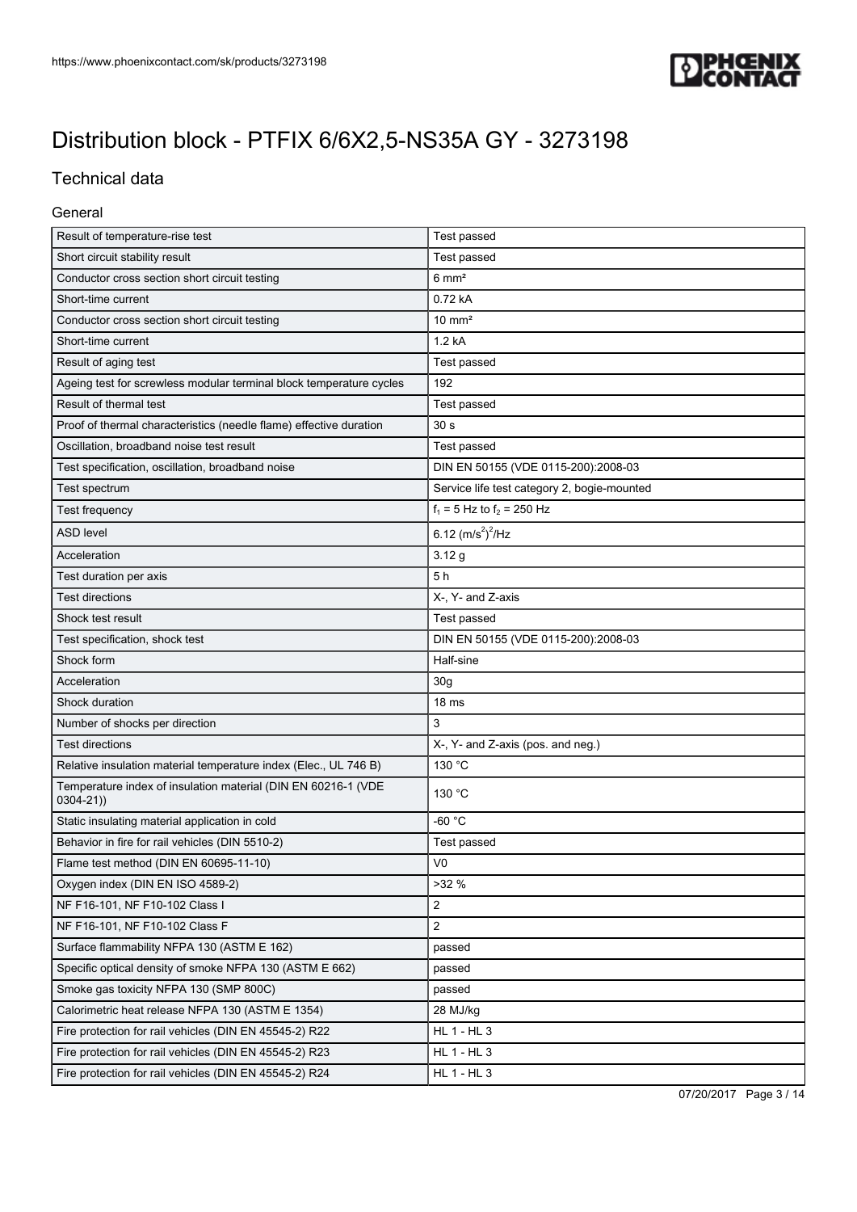# Distribution block - PTFIX 6/6X2,5-NS35A GY - 3273198

## Technical data

### General

| | |
|---|---|
| Result of temperature-rise test | Test passed |
| Short circuit stability result | Test passed |
| Conductor cross section short circuit testing | 6 mm² |
| Short-time current | 0.72 kA |
| Conductor cross section short circuit testing | 10 mm² |
| Short-time current | 1.2 kA |
| Result of aging test | Test passed |
| Ageing test for screwless modular terminal block temperature cycles | 192 |
| Result of thermal test | Test passed |
| Proof of thermal characteristics (needle flame) effective duration | 30 s |
| Oscillation, broadband noise test result | Test passed |
| Test specification, oscillation, broadband noise | DIN EN 50155 (VDE 0115-200):2008-03 |
| Test spectrum | Service life test category 2, bogie-mounted |
| Test frequency | $f_1$ = 5 Hz to $f_2$ = 250 Hz |
| ASD level | 6.12 $(m/s^2)^2/Hz$ |
| Acceleration | 3.12 g |
| Test duration per axis | 5 h |
| Test directions | X-, Y- and Z-axis |
| Shock test result | Test passed |
| Test specification, shock test | DIN EN 50155 (VDE 0115-200):2008-03 |
| Shock form | Half-sine |
| Acceleration | 30g |
| Shock duration | 18 ms |
| Number of shocks per direction | 3 |
| Test directions | X-, Y- and Z-axis (pos. and neg.) |
| Relative insulation material temperature index (Elec., UL 746 B) | 130 °C |
| Temperature index of insulation material (DIN EN 60216-1 (VDE 0304-21)) | 130 °C |
| Static insulating material application in cold | -60 °C |
| Behavior in fire for rail vehicles (DIN 5510-2) | Test passed |
| Flame test method (DIN EN 60695-11-10) | V0 |
| Oxygen index (DIN EN ISO 4589-2) | >32 % |
| NF F16-101, NF F10-102 Class I | 2 |
| NF F16-101, NF F10-102 Class F | 2 |
| Surface flammability NFPA 130 (ASTM E 162) | passed |
| Specific optical density of smoke NFPA 130 (ASTM E 662) | passed |
| Smoke gas toxicity NFPA 130 (SMP 800C) | passed |
| Calorimetric heat release NFPA 130 (ASTM E 1354) | 28 MJ/kg |
| Fire protection for rail vehicles (DIN EN 45545-2) R22 | HL 1 - HL 3 |
| Fire protection for rail vehicles (DIN EN 45545-2) R23 | HL 1 - HL 3 |
| Fire protection for rail vehicles (DIN EN 45545-2) R24 | HL 1 - HL 3 |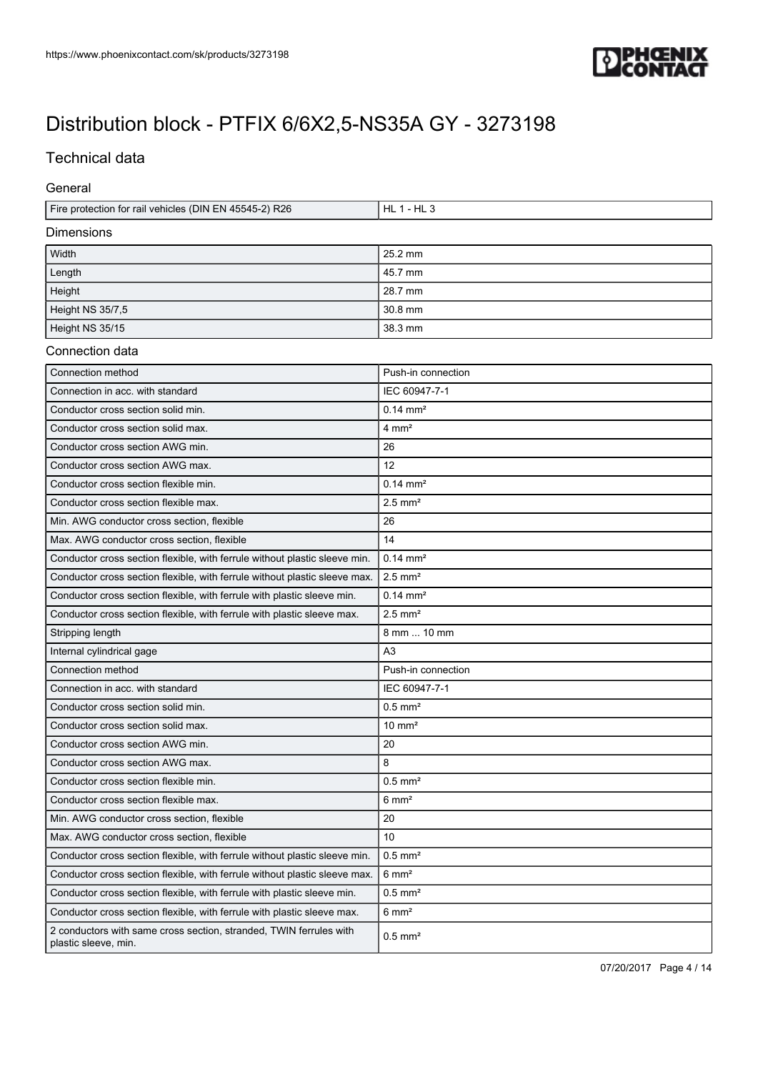# Distribution block - PTFIX 6/6X2,5-NS35A GY - 3273198

## Technical data

### General

| | |
|---|---|
| Fire protection for rail vehicles (DIN EN 45545-2) R26 | HL 1 - HL 3 |

### Dimensions

| | |
|---|---|
| Width | 25.2 mm |
| Length | 45.7 mm |
| Height | 28.7 mm |
| Height NS 35/7,5 | 30.8 mm |
| Height NS 35/15 | 38.3 mm |

### Connection data

| | |
|---|---|
| Connection method | Push-in connection |
| Connection in acc. with standard | IEC 60947-7-1 |
| Conductor cross section solid min. | 0.14 mm² |
| Conductor cross section solid max. | 4 mm² |
| Conductor cross section AWG min. | 26 |
| Conductor cross section AWG max. | 12 |
| Conductor cross section flexible min. | 0.14 mm² |
| Conductor cross section flexible max. | 2.5 mm² |
| Min. AWG conductor cross section, flexible | 26 |
| Max. AWG conductor cross section, flexible | 14 |
| Conductor cross section flexible, with ferrule without plastic sleeve min. | 0.14 mm² |
| Conductor cross section flexible, with ferrule without plastic sleeve max. | 2.5 mm² |
| Conductor cross section flexible, with ferrule with plastic sleeve min. | 0.14 mm² |
| Conductor cross section flexible, with ferrule with plastic sleeve max. | 2.5 mm² |
| Stripping length | 8 mm ... 10 mm |
| Internal cylindrical gage | A3 |
| Connection method | Push-in connection |
| Connection in acc. with standard | IEC 60947-7-1 |
| Conductor cross section solid min. | 0.5 mm² |
| Conductor cross section solid max. | 10 mm² |
| Conductor cross section AWG min. | 20 |
| Conductor cross section AWG max. | 8 |
| Conductor cross section flexible min. | 0.5 mm² |
| Conductor cross section flexible max. | 6 mm² |
| Min. AWG conductor cross section, flexible | 20 |
| Max. AWG conductor cross section, flexible | 10 |
| Conductor cross section flexible, with ferrule without plastic sleeve min. | 0.5 mm² |
| Conductor cross section flexible, with ferrule without plastic sleeve max. | 6 mm² |
| Conductor cross section flexible, with ferrule with plastic sleeve min. | 0.5 mm² |
| Conductor cross section flexible, with ferrule with plastic sleeve max. | 6 mm² |
| 2 conductors with same cross section, stranded, TWIN ferrules with plastic sleeve, min. | 0.5 mm² |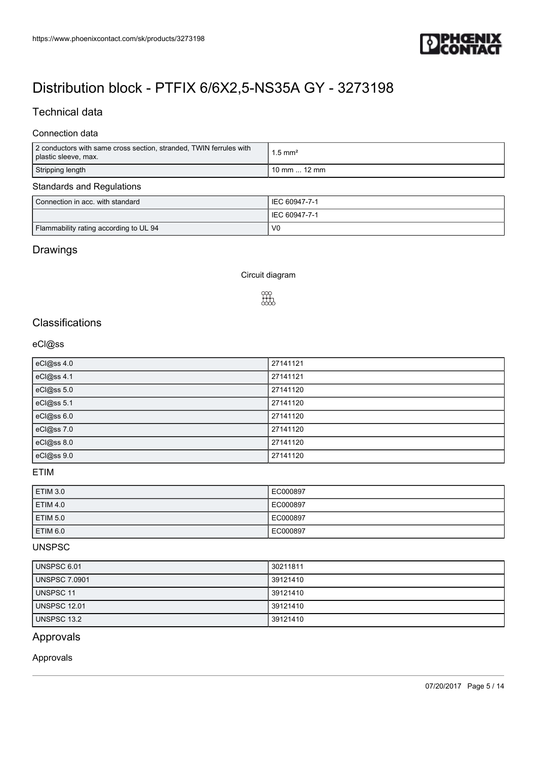# Distribution block - PTFIX 6/6X2,5-NS35A GY - 3273198

## Technical data

### Connection data

| | |
|---|---|
| 2 conductors with same cross section, stranded, TWIN ferrules with plastic sleeve, max. | 1.5 mm² |
| Stripping length | 10 mm ... 12 mm |

### Standards and Regulations

| | |
|---|---|
| Connection in acc. with standard | IEC 60947-7-1 |
| | IEC 60947-7-1 |
| Flammability rating according to UL 94 | V0 |

## Drawings

Circuit diagram

## Classifications

### eCl@ss

| | |
|---|---|
| eCl@ss 4.0 | 27141121 |
| eCl@ss 4.1 | 27141121 |
| eCl@ss 5.0 | 27141120 |
| eCl@ss 5.1 | 27141120 |
| eCl@ss 6.0 | 27141120 |
| eCl@ss 7.0 | 27141120 |
| eCl@ss 8.0 | 27141120 |
| eCl@ss 9.0 | 27141120 |

### ETIM

| | |
|---|---|
| ETIM 3.0 | EC000897 |
| ETIM 4.0 | EC000897 |
| ETIM 5.0 | EC000897 |
| ETIM 6.0 | EC000897 |

### UNSPSC

| | |
|---|---|
| UNSPSC 6.01 | 30211811 |
| UNSPSC 7.0901 | 39121410 |
| UNSPSC 11 | 39121410 |
| UNSPSC 12.01 | 39121410 |
| UNSPSC 13.2 | 39121410 |

## Approvals

### Approvals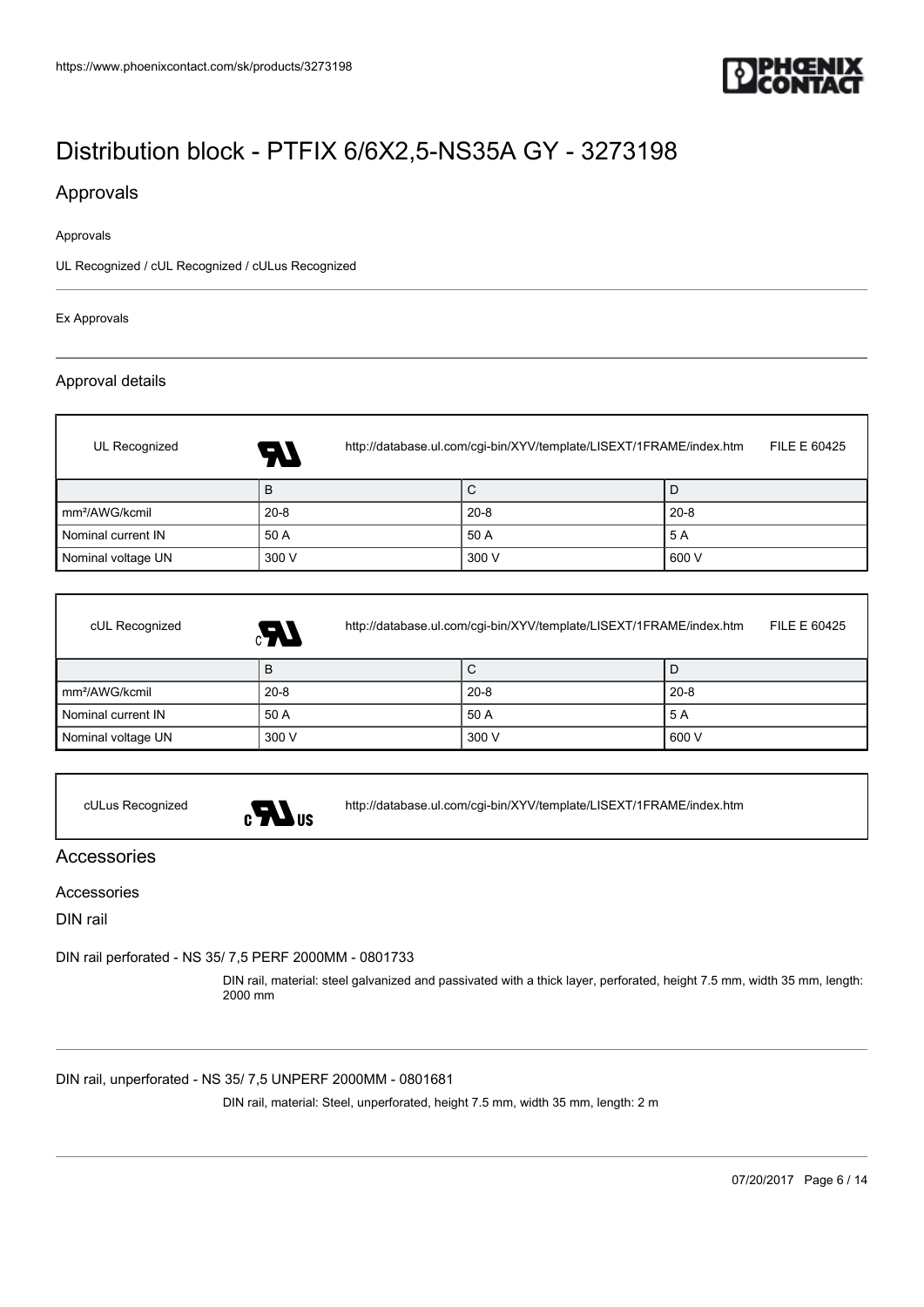# Distribution block - PTFIX 6/6X2,5-NS35A GY - 3273198

## Approvals

Approvals

UL Recognized / cUL Recognized / cULus Recognized

Ex Approvals

### Approval details

| UL Recognized | | http://database.ul.com/cgi-bin/XYV/template/LISEXT/1FRAME/index.htm | FILE E 60425 |
|---|---|---|---|
| | B | C | D |
| mm²/AWG/kcmil | 20-8 | 20-8 | 20-8 |
| Nominal current IN | 50 A | 50 A | 5 A |
| Nominal voltage UN | 300 V | 300 V | 600 V |

| cUL Recognized | | http://database.ul.com/cgi-bin/XYV/template/LISEXT/1FRAME/index.htm | FILE E 60425 |
|---|---|---|---|
| | B | C | D |
| mm²/AWG/kcmil | 20-8 | 20-8 | 20-8 |
| Nominal current IN | 50 A | 50 A | 5 A |
| Nominal voltage UN | 300 V | 300 V | 600 V |

| cULus Recognized | | http://database.ul.com/cgi-bin/XYV/template/LISEXT/1FRAME/index.htm |
|---|---|---|

## Accessories

### Accessories

DIN rail

DIN rail perforated - NS 35/ 7,5 PERF 2000MM - 0801733

DIN rail, material: steel galvanized and passivated with a thick layer, perforated, height 7.5 mm, width 35 mm, length: 2000 mm

DIN rail, unperforated - NS 35/ 7,5 UNPERF 2000MM - 0801681

DIN rail, material: Steel, unperforated, height 7.5 mm, width 35 mm, length: 2 m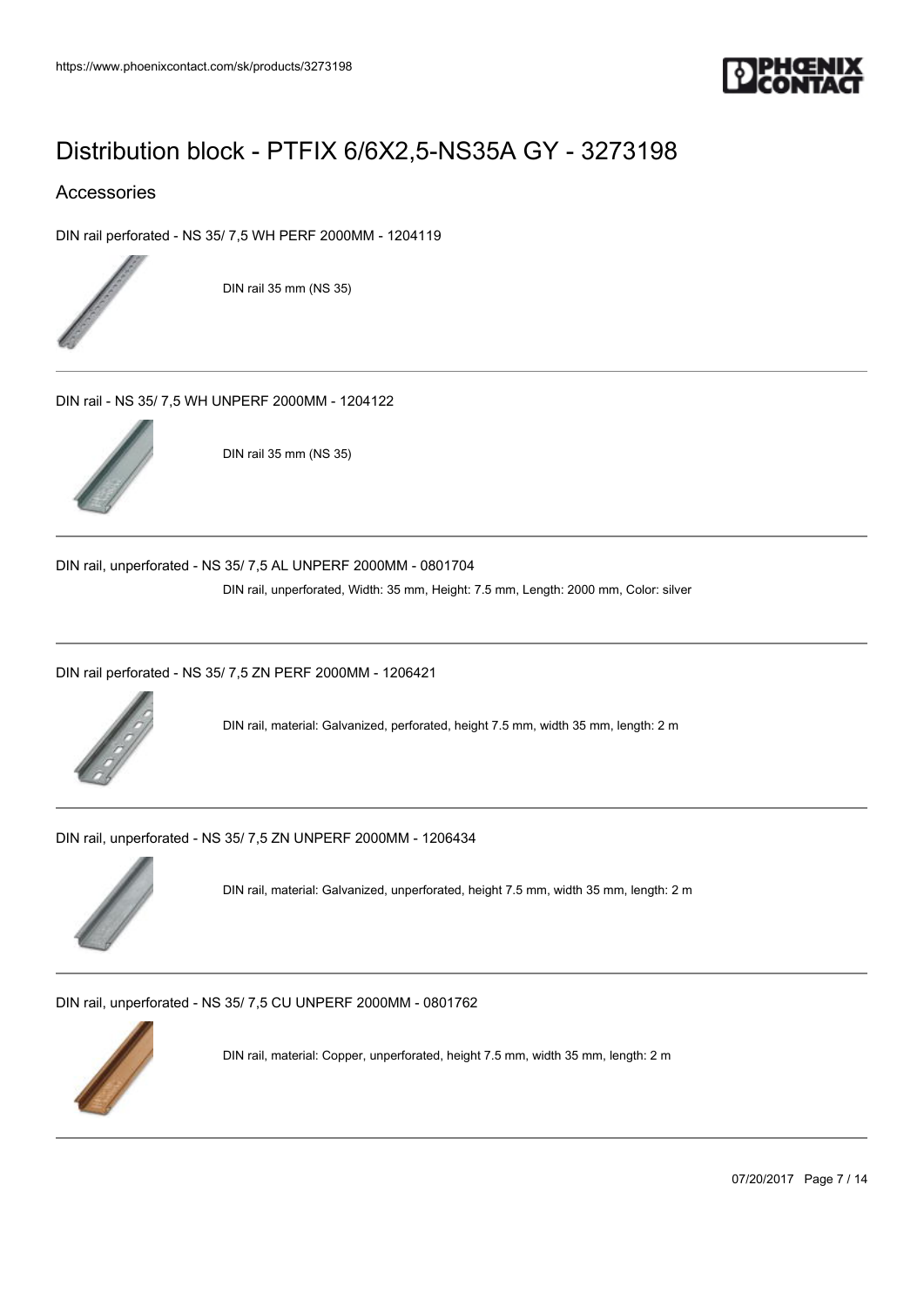# Distribution block - PTFIX 6/6X2,5-NS35A GY - 3273198

## Accessories

DIN rail perforated - NS 35/ 7,5 WH PERF 2000MM - 1204119

DIN rail 35 mm (NS 35)

---

DIN rail - NS 35/ 7,5 WH UNPERF 2000MM - 1204122

DIN rail 35 mm (NS 35)

---

DIN rail, unperforated - NS 35/ 7,5 AL UNPERF 2000MM - 0801704

DIN rail, unperforated, Width: 35 mm, Height: 7.5 mm, Length: 2000 mm, Color: silver

---

DIN rail perforated - NS 35/ 7,5 ZN PERF 2000MM - 1206421

DIN rail, material: Galvanized, perforated, height 7.5 mm, width 35 mm, length: 2 m

---

DIN rail, unperforated - NS 35/ 7,5 ZN UNPERF 2000MM - 1206434

DIN rail, material: Galvanized, unperforated, height 7.5 mm, width 35 mm, length: 2 m

---

DIN rail, unperforated - NS 35/ 7,5 CU UNPERF 2000MM - 0801762

DIN rail, material: Copper, unperforated, height 7.5 mm, width 35 mm, length: 2 m

---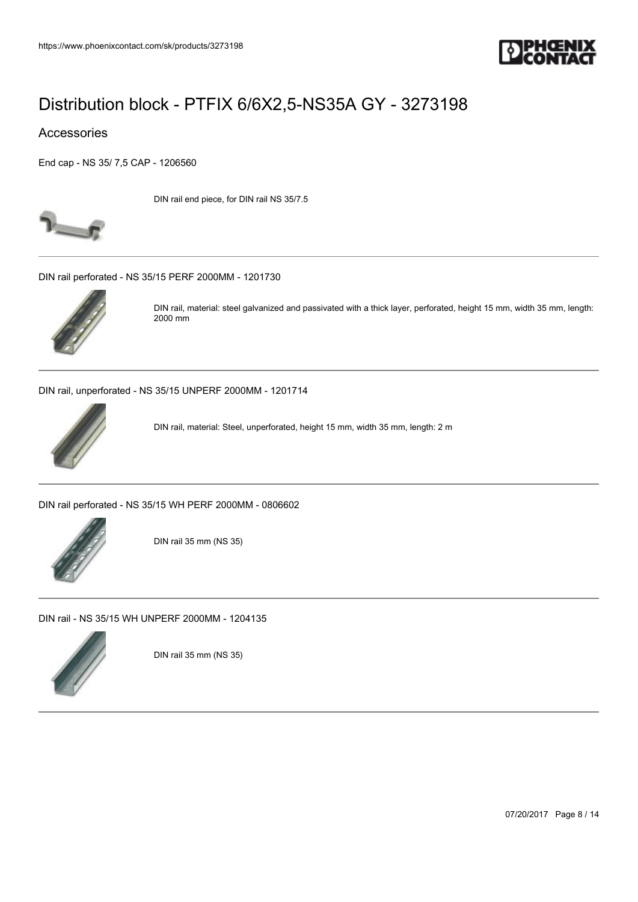# Distribution block - PTFIX 6/6X2,5-NS35A GY - 3273198

## Accessories

End cap - NS 35/ 7,5 CAP - 1206560

DIN rail end piece, for DIN rail NS 35/7.5

---

DIN rail perforated - NS 35/15 PERF 2000MM - 1201730

DIN rail, material: steel galvanized and passivated with a thick layer, perforated, height 15 mm, width 35 mm, length: 2000 mm

---

DIN rail, unperforated - NS 35/15 UNPERF 2000MM - 1201714

DIN rail, material: Steel, unperforated, height 15 mm, width 35 mm, length: 2 m

---

DIN rail perforated - NS 35/15 WH PERF 2000MM - 0806602

DIN rail 35 mm (NS 35)

---

DIN rail - NS 35/15 WH UNPERF 2000MM - 1204135

DIN rail 35 mm (NS 35)

---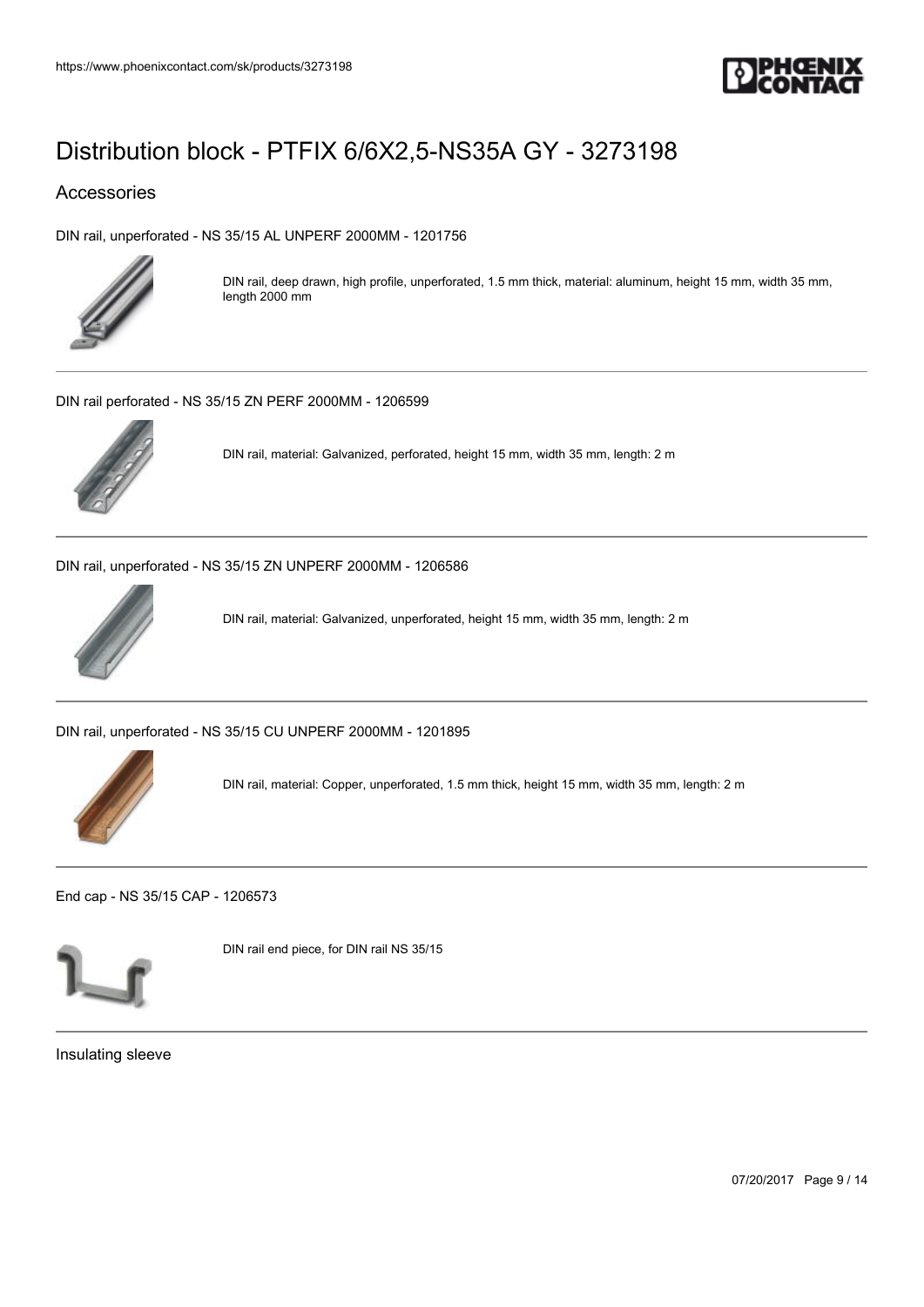# Distribution block - PTFIX 6/6X2,5-NS35A GY - 3273198

## Accessories

DIN rail, unperforated - NS 35/15 AL UNPERF 2000MM - 1201756

DIN rail, deep drawn, high profile, unperforated, 1.5 mm thick, material: aluminum, height 15 mm, width 35 mm, length 2000 mm

---

DIN rail perforated - NS 35/15 ZN PERF 2000MM - 1206599

DIN rail, material: Galvanized, perforated, height 15 mm, width 35 mm, length: 2 m

---

DIN rail, unperforated - NS 35/15 ZN UNPERF 2000MM - 1206586

DIN rail, material: Galvanized, unperforated, height 15 mm, width 35 mm, length: 2 m

---

DIN rail, unperforated - NS 35/15 CU UNPERF 2000MM - 1201895

DIN rail, material: Copper, unperforated, 1.5 mm thick, height 15 mm, width 35 mm, length: 2 m

---

End cap - NS 35/15 CAP - 1206573

DIN rail end piece, for DIN rail NS 35/15

---

Insulating sleeve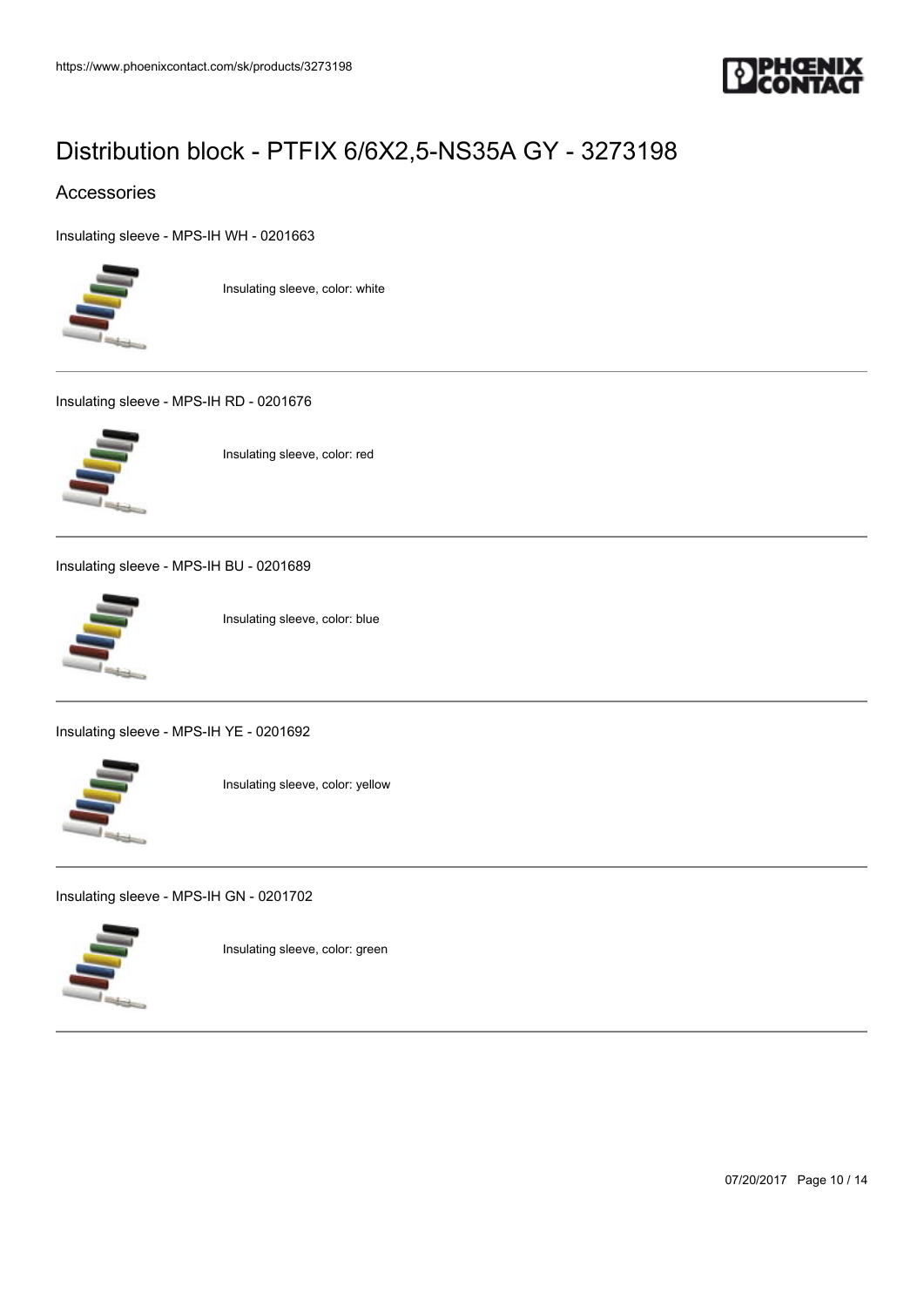# Distribution block - PTFIX 6/6X2,5-NS35A GY - 3273198

## Accessories

Insulating sleeve - MPS-IH WH - 0201663

Insulating sleeve, color: white

---

Insulating sleeve - MPS-IH RD - 0201676

Insulating sleeve, color: red

---

Insulating sleeve - MPS-IH BU - 0201689

Insulating sleeve, color: blue

---

Insulating sleeve - MPS-IH YE - 0201692

Insulating sleeve, color: yellow

---

Insulating sleeve - MPS-IH GN - 0201702

Insulating sleeve, color: green

---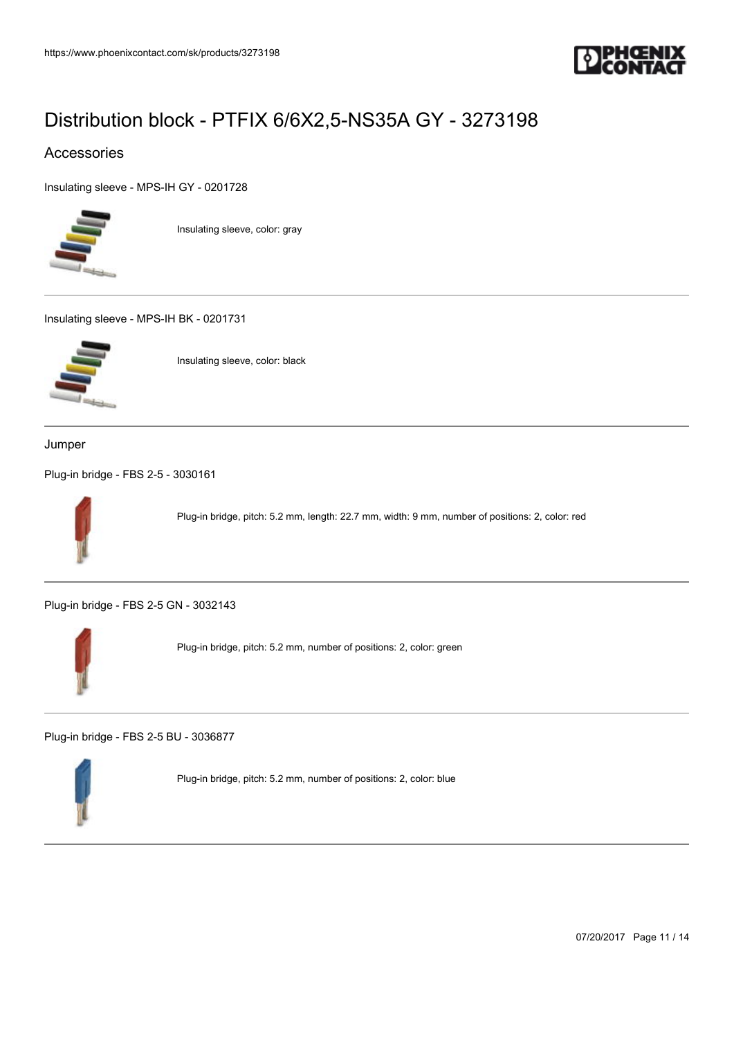# Distribution block - PTFIX 6/6X2,5-NS35A GY - 3273198

## Accessories

Insulating sleeve - MPS-IH GY - 0201728

Insulating sleeve, color: gray

Insulating sleeve - MPS-IH BK - 0201731

Insulating sleeve, color: black

### Jumper

Plug-in bridge - FBS 2-5 - 3030161

Plug-in bridge, pitch: 5.2 mm, length: 22.7 mm, width: 9 mm, number of positions: 2, color: red

Plug-in bridge - FBS 2-5 GN - 3032143

Plug-in bridge, pitch: 5.2 mm, number of positions: 2, color: green

Plug-in bridge - FBS 2-5 BU - 3036877

Plug-in bridge, pitch: 5.2 mm, number of positions: 2, color: blue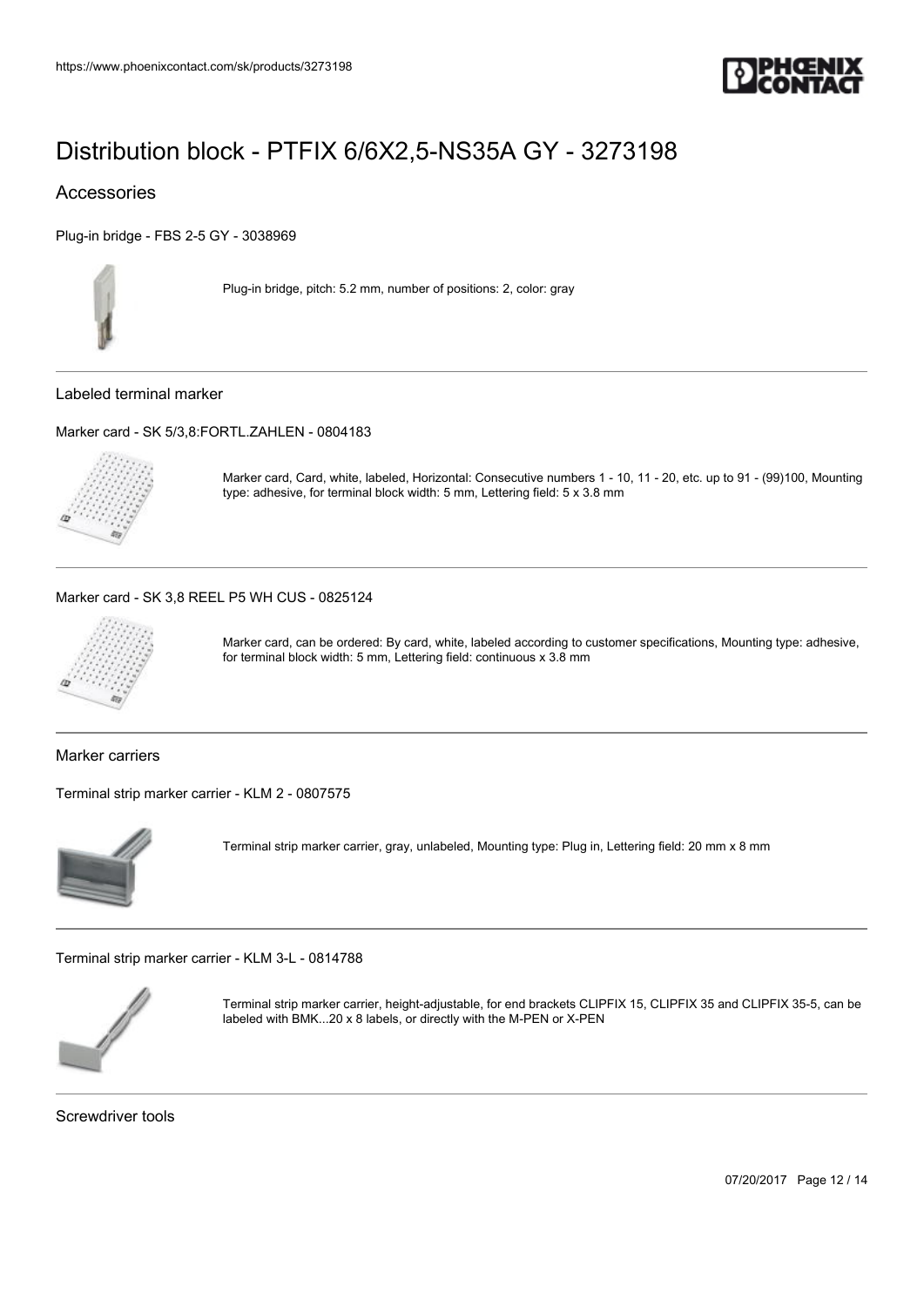# Distribution block - PTFIX 6/6X2,5-NS35A GY - 3273198

## Accessories

Plug-in bridge - FBS 2-5 GY - 3038969

Plug-in bridge, pitch: 5.2 mm, number of positions: 2, color: gray

### Labeled terminal marker

Marker card - SK 5/3,8:FORTL.ZAHLEN - 0804183

Marker card, Card, white, labeled, Horizontal: Consecutive numbers 1 - 10, 11 - 20, etc. up to 91 - (99)100, Mounting type: adhesive, for terminal block width: 5 mm, Lettering field: 5 x 3.8 mm

Marker card - SK 3,8 REEL P5 WH CUS - 0825124

Marker card, can be ordered: By card, white, labeled according to customer specifications, Mounting type: adhesive, for terminal block width: 5 mm, Lettering field: continuous x 3.8 mm

### Marker carriers

Terminal strip marker carrier - KLM 2 - 0807575

Terminal strip marker carrier, gray, unlabeled, Mounting type: Plug in, Lettering field: 20 mm x 8 mm

Terminal strip marker carrier - KLM 3-L - 0814788

Terminal strip marker carrier, height-adjustable, for end brackets CLIPFIX 15, CLIPFIX 35 and CLIPFIX 35-5, can be labeled with BMK...20 x 8 labels, or directly with the M-PEN or X-PEN

### Screwdriver tools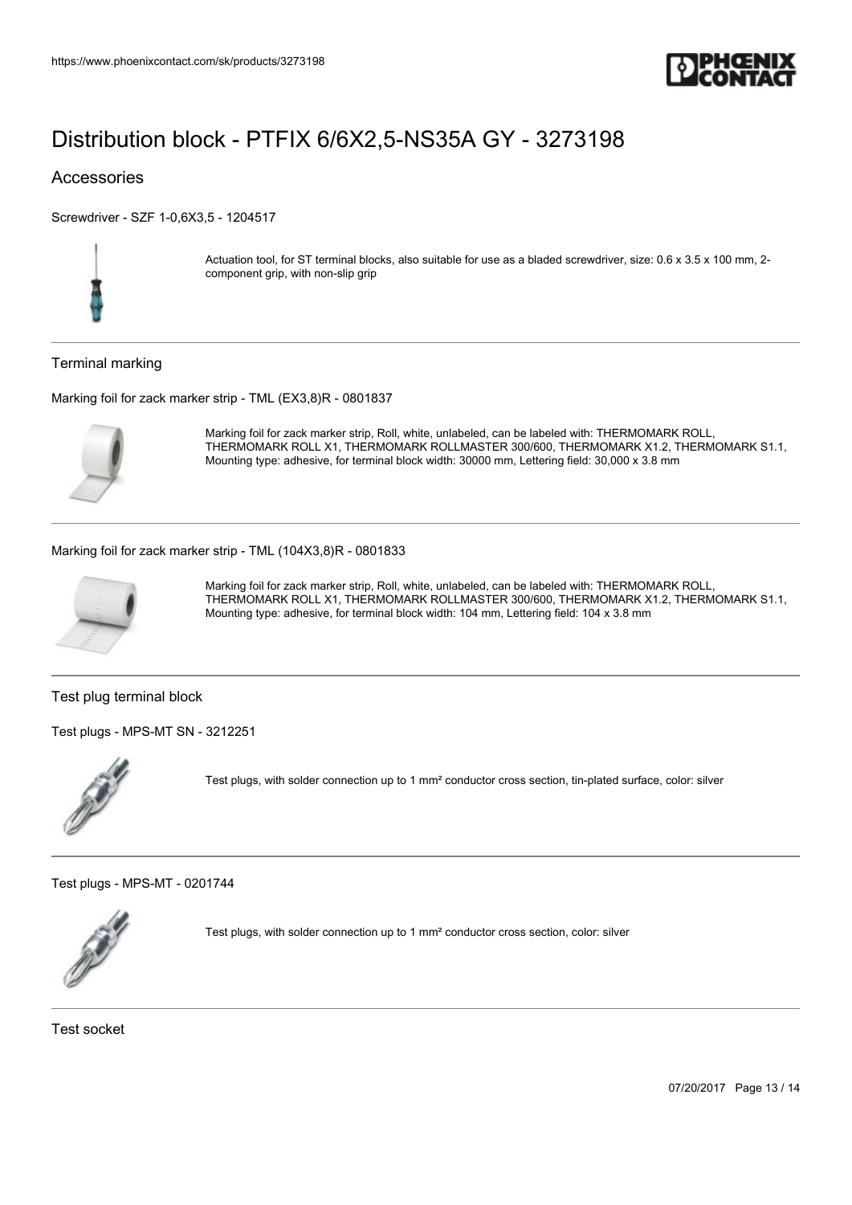# Distribution block - PTFIX 6/6X2,5-NS35A GY - 3273198

## Accessories

Screwdriver - SZF 1-0,6X3,5 - 1204517

Actuation tool, for ST terminal blocks, also suitable for use as a bladed screwdriver, size: 0.6 x 3.5 x 100 mm, 2-component grip, with non-slip grip

### Terminal marking

Marking foil for zack marker strip - TML (EX3,8)R - 0801837

Marking foil for zack marker strip, Roll, white, unlabeled, can be labeled with: THERMOMARK ROLL, THERMOMARK ROLL X1, THERMOMARK ROLLMASTER 300/600, THERMOMARK X1.2, THERMOMARK S1.1, Mounting type: adhesive, for terminal block width: 30000 mm, Lettering field: 30,000 x 3.8 mm

Marking foil for zack marker strip - TML (104X3,8)R - 0801833

Marking foil for zack marker strip, Roll, white, unlabeled, can be labeled with: THERMOMARK ROLL, THERMOMARK ROLL X1, THERMOMARK ROLLMASTER 300/600, THERMOMARK X1.2, THERMOMARK S1.1, Mounting type: adhesive, for terminal block width: 104 mm, Lettering field: 104 x 3.8 mm

### Test plug terminal block

Test plugs - MPS-MT SN - 3212251

Test plugs, with solder connection up to 1 mm² conductor cross section, tin-plated surface, color: silver

Test plugs - MPS-MT - 0201744

Test plugs, with solder connection up to 1 mm² conductor cross section, color: silver

### Test socket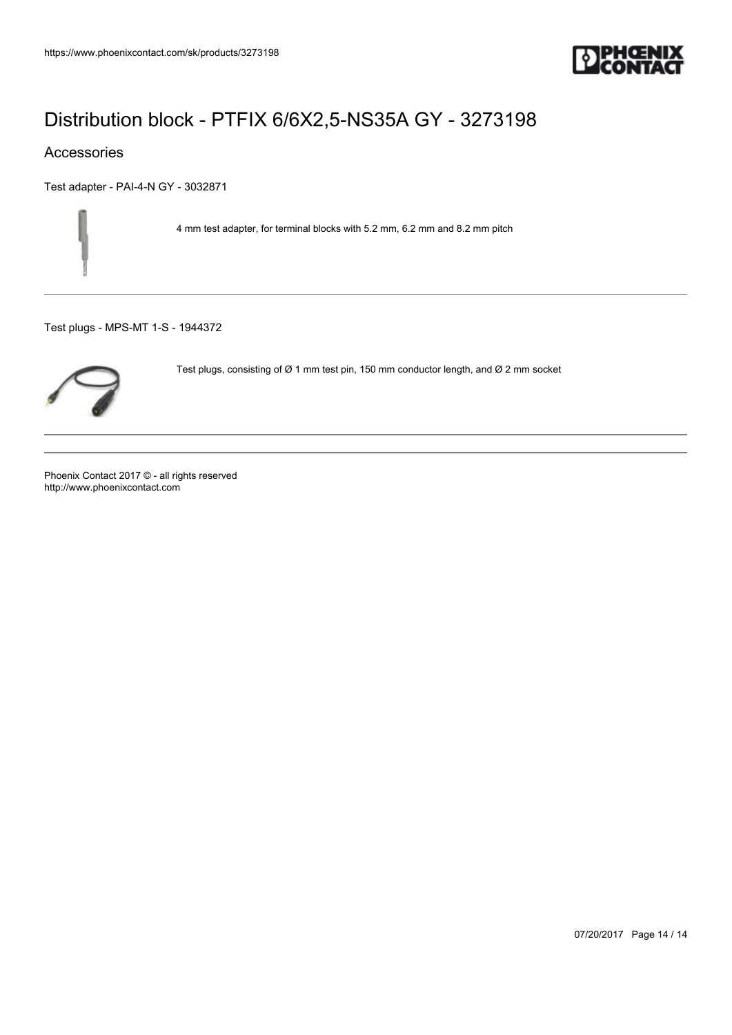# Distribution block - PTFIX 6/6X2,5-NS35A GY - 3273198

## Accessories

Test adapter - PAI-4-N GY - 3032871

4 mm test adapter, for terminal blocks with 5.2 mm, 6.2 mm and 8.2 mm pitch

---

Test plugs - MPS-MT 1-S - 1944372

Test plugs, consisting of Ø 1 mm test pin, 150 mm conductor length, and Ø 2 mm socket

---

Phoenix Contact 2017 © - all rights reserved
http://www.phoenixcontact.com